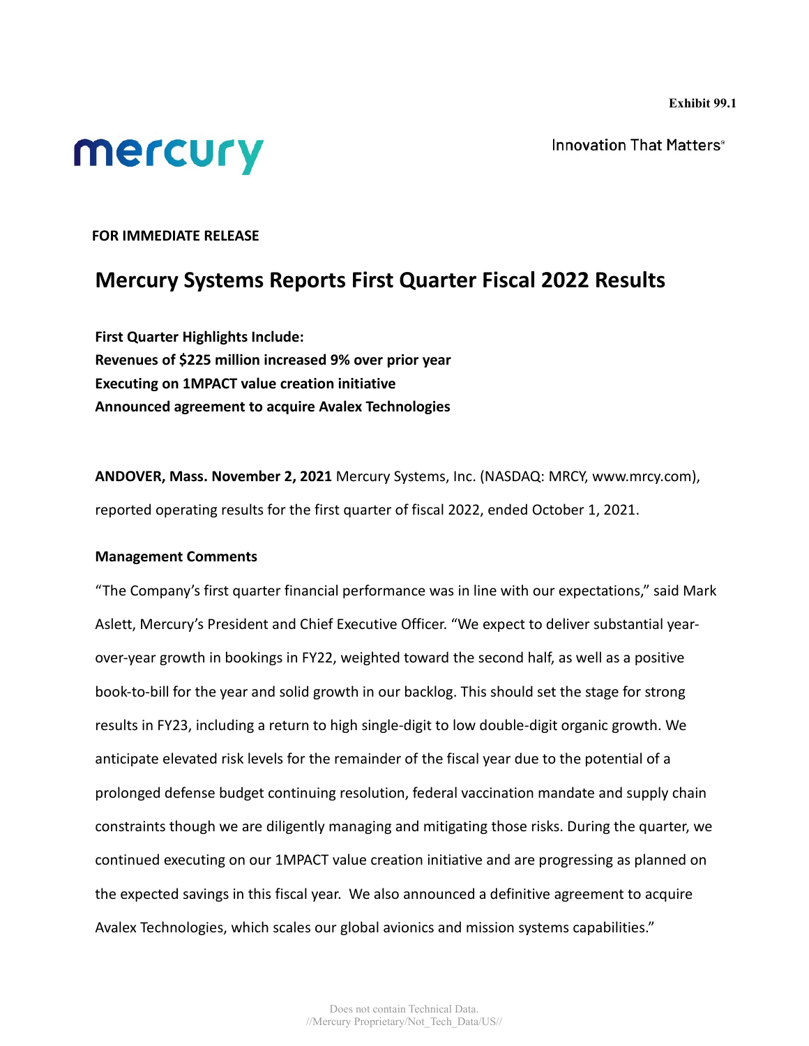Exhibit 99.1

mercury

Innovation That Matters®

**FOR IMMEDIATE RELEASE**

# Mercury Systems Reports First Quarter Fiscal 2022 Results

**First Quarter Highlights Include:**
**Revenues of $225 million increased 9% over prior year**
**Executing on 1MPACT value creation initiative**
**Announced agreement to acquire Avalex Technologies**

**ANDOVER, Mass. November 2, 2021** Mercury Systems, Inc. (NASDAQ: MRCY, www.mrcy.com), reported operating results for the first quarter of fiscal 2022, ended October 1, 2021.

**Management Comments**

"The Company's first quarter financial performance was in line with our expectations," said Mark Aslett, Mercury's President and Chief Executive Officer. "We expect to deliver substantial year-over-year growth in bookings in FY22, weighted toward the second half, as well as a positive book-to-bill for the year and solid growth in our backlog. This should set the stage for strong results in FY23, including a return to high single-digit to low double-digit organic growth. We anticipate elevated risk levels for the remainder of the fiscal year due to the potential of a prolonged defense budget continuing resolution, federal vaccination mandate and supply chain constraints though we are diligently managing and mitigating those risks. During the quarter, we continued executing on our 1MPACT value creation initiative and are progressing as planned on the expected savings in this fiscal year. We also announced a definitive agreement to acquire Avalex Technologies, which scales our global avionics and mission systems capabilities."

Does not contain Technical Data.
//Mercury Proprietary/Not_Tech_Data/US//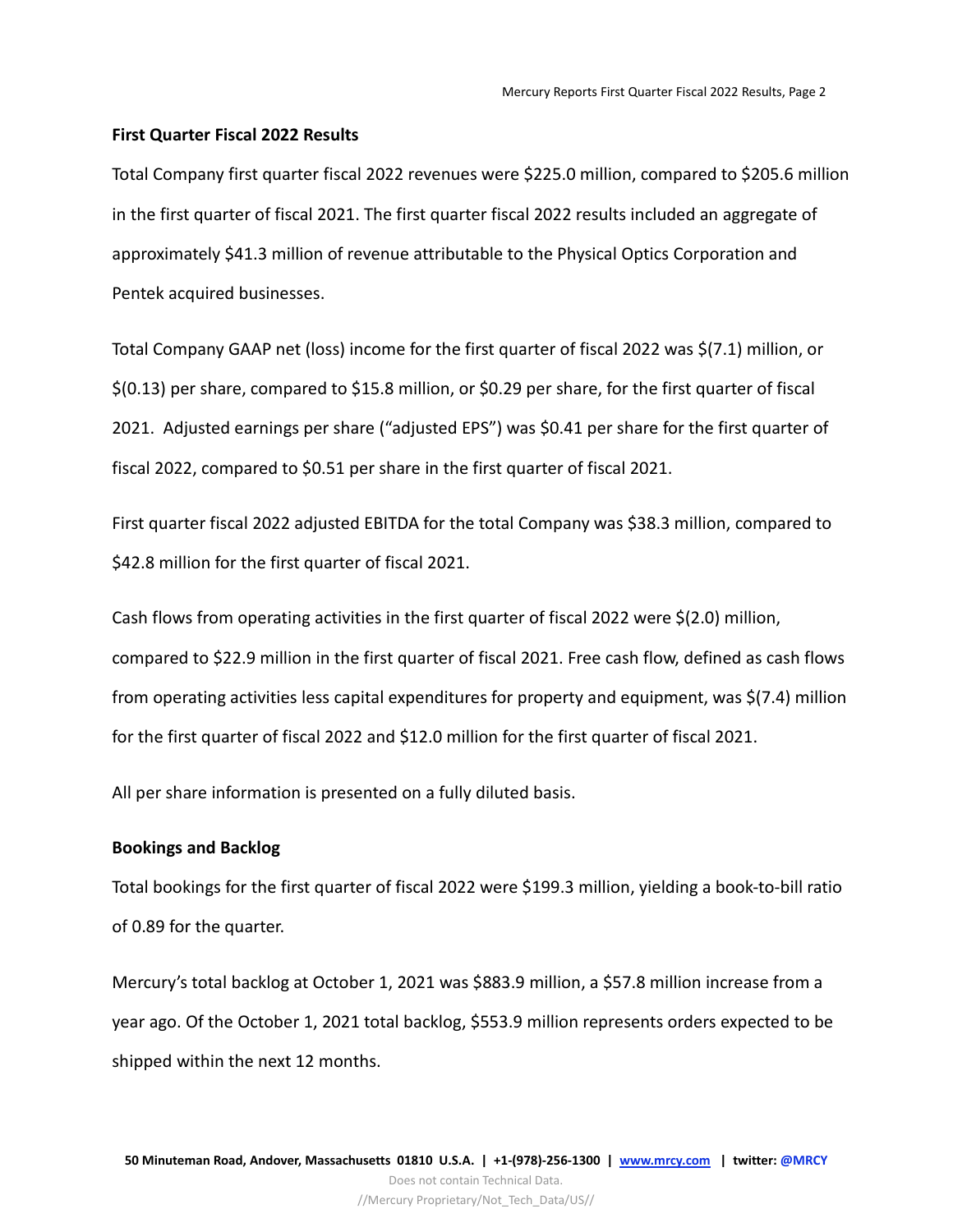**First Quarter Fiscal 2022 Results**

Total Company first quarter fiscal 2022 revenues were $225.0 million, compared to $205.6 million in the first quarter of fiscal 2021. The first quarter fiscal 2022 results included an aggregate of approximately $41.3 million of revenue attributable to the Physical Optics Corporation and Pentek acquired businesses.

Total Company GAAP net (loss) income for the first quarter of fiscal 2022 was $(7.1) million, or $(0.13) per share, compared to $15.8 million, or $0.29 per share, for the first quarter of fiscal 2021. Adjusted earnings per share ("adjusted EPS") was $0.41 per share for the first quarter of fiscal 2022, compared to $0.51 per share in the first quarter of fiscal 2021.

First quarter fiscal 2022 adjusted EBITDA for the total Company was $38.3 million, compared to $42.8 million for the first quarter of fiscal 2021.

Cash flows from operating activities in the first quarter of fiscal 2022 were $(2.0) million, compared to $22.9 million in the first quarter of fiscal 2021. Free cash flow, defined as cash flows from operating activities less capital expenditures for property and equipment, was $(7.4) million for the first quarter of fiscal 2022 and $12.0 million for the first quarter of fiscal 2021.

All per share information is presented on a fully diluted basis.

**Bookings and Backlog**

Total bookings for the first quarter of fiscal 2022 were $199.3 million, yielding a book-to-bill ratio of 0.89 for the quarter.

Mercury's total backlog at October 1, 2021 was $883.9 million, a $57.8 million increase from a year ago. Of the October 1, 2021 total backlog, $553.9 million represents orders expected to be shipped within the next 12 months.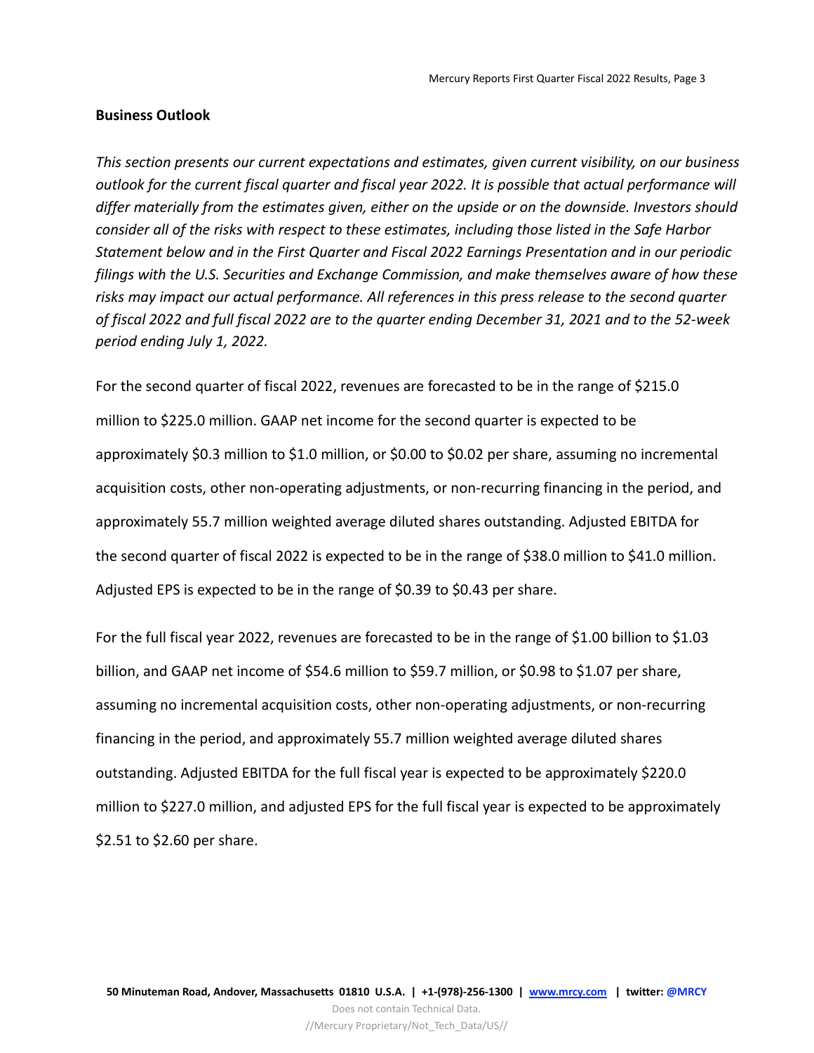## Business Outlook

*This section presents our current expectations and estimates, given current visibility, on our business outlook for the current fiscal quarter and fiscal year 2022. It is possible that actual performance will differ materially from the estimates given, either on the upside or on the downside. Investors should consider all of the risks with respect to these estimates, including those listed in the Safe Harbor Statement below and in the First Quarter and Fiscal 2022 Earnings Presentation and in our periodic filings with the U.S. Securities and Exchange Commission, and make themselves aware of how these risks may impact our actual performance. All references in this press release to the second quarter of fiscal 2022 and full fiscal 2022 are to the quarter ending December 31, 2021 and to the 52-week period ending July 1, 2022.*

For the second quarter of fiscal 2022, revenues are forecasted to be in the range of $215.0 million to $225.0 million. GAAP net income for the second quarter is expected to be approximately $0.3 million to $1.0 million, or $0.00 to $0.02 per share, assuming no incremental acquisition costs, other non-operating adjustments, or non-recurring financing in the period, and approximately 55.7 million weighted average diluted shares outstanding. Adjusted EBITDA for the second quarter of fiscal 2022 is expected to be in the range of $38.0 million to $41.0 million. Adjusted EPS is expected to be in the range of $0.39 to $0.43 per share.

For the full fiscal year 2022, revenues are forecasted to be in the range of $1.00 billion to $1.03 billion, and GAAP net income of $54.6 million to $59.7 million, or $0.98 to $1.07 per share, assuming no incremental acquisition costs, other non-operating adjustments, or non-recurring financing in the period, and approximately 55.7 million weighted average diluted shares outstanding. Adjusted EBITDA for the full fiscal year is expected to be approximately $220.0 million to $227.0 million, and adjusted EPS for the full fiscal year is expected to be approximately $2.51 to $2.60 per share.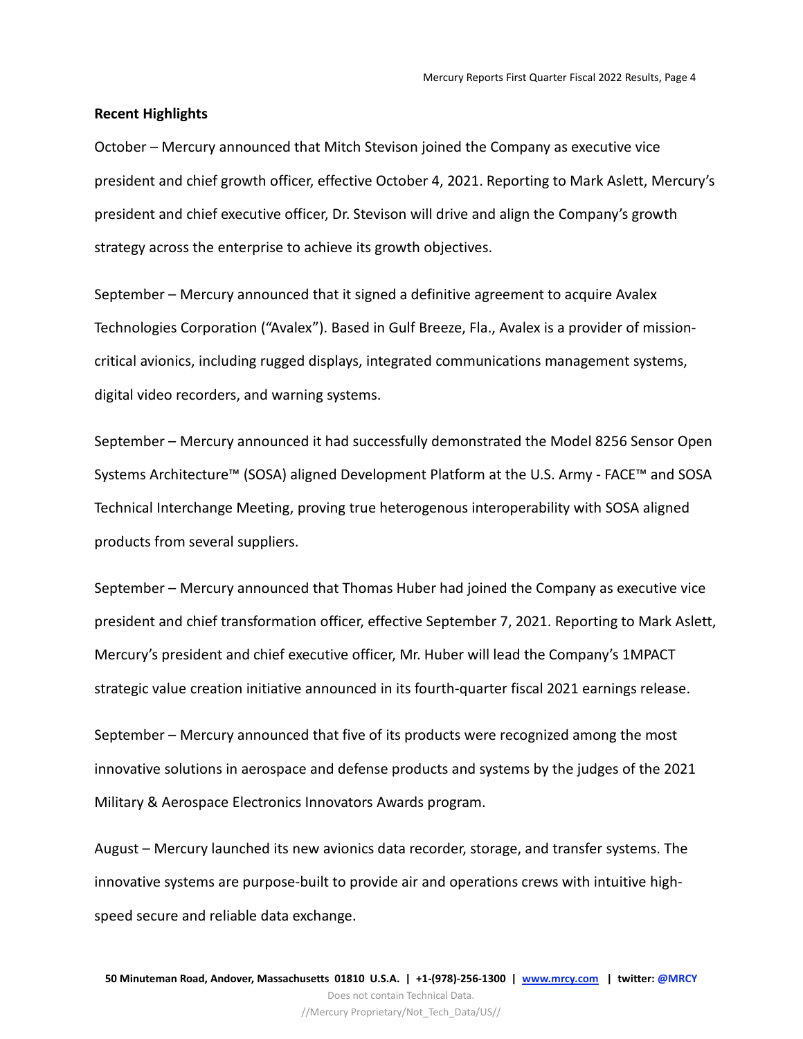**Recent Highlights**

October – Mercury announced that Mitch Stevison joined the Company as executive vice president and chief growth officer, effective October 4, 2021. Reporting to Mark Aslett, Mercury's president and chief executive officer, Dr. Stevison will drive and align the Company's growth strategy across the enterprise to achieve its growth objectives.

September – Mercury announced that it signed a definitive agreement to acquire Avalex Technologies Corporation ("Avalex"). Based in Gulf Breeze, Fla., Avalex is a provider of mission-critical avionics, including rugged displays, integrated communications management systems, digital video recorders, and warning systems.

September – Mercury announced it had successfully demonstrated the Model 8256 Sensor Open Systems Architecture™ (SOSA) aligned Development Platform at the U.S. Army - FACE™ and SOSA Technical Interchange Meeting, proving true heterogenous interoperability with SOSA aligned products from several suppliers.

September – Mercury announced that Thomas Huber had joined the Company as executive vice president and chief transformation officer, effective September 7, 2021. Reporting to Mark Aslett, Mercury's president and chief executive officer, Mr. Huber will lead the Company's 1MPACT strategic value creation initiative announced in its fourth-quarter fiscal 2021 earnings release.

September – Mercury announced that five of its products were recognized among the most innovative solutions in aerospace and defense products and systems by the judges of the 2021 Military & Aerospace Electronics Innovators Awards program.

August – Mercury launched its new avionics data recorder, storage, and transfer systems. The innovative systems are purpose-built to provide air and operations crews with intuitive high-speed secure and reliable data exchange.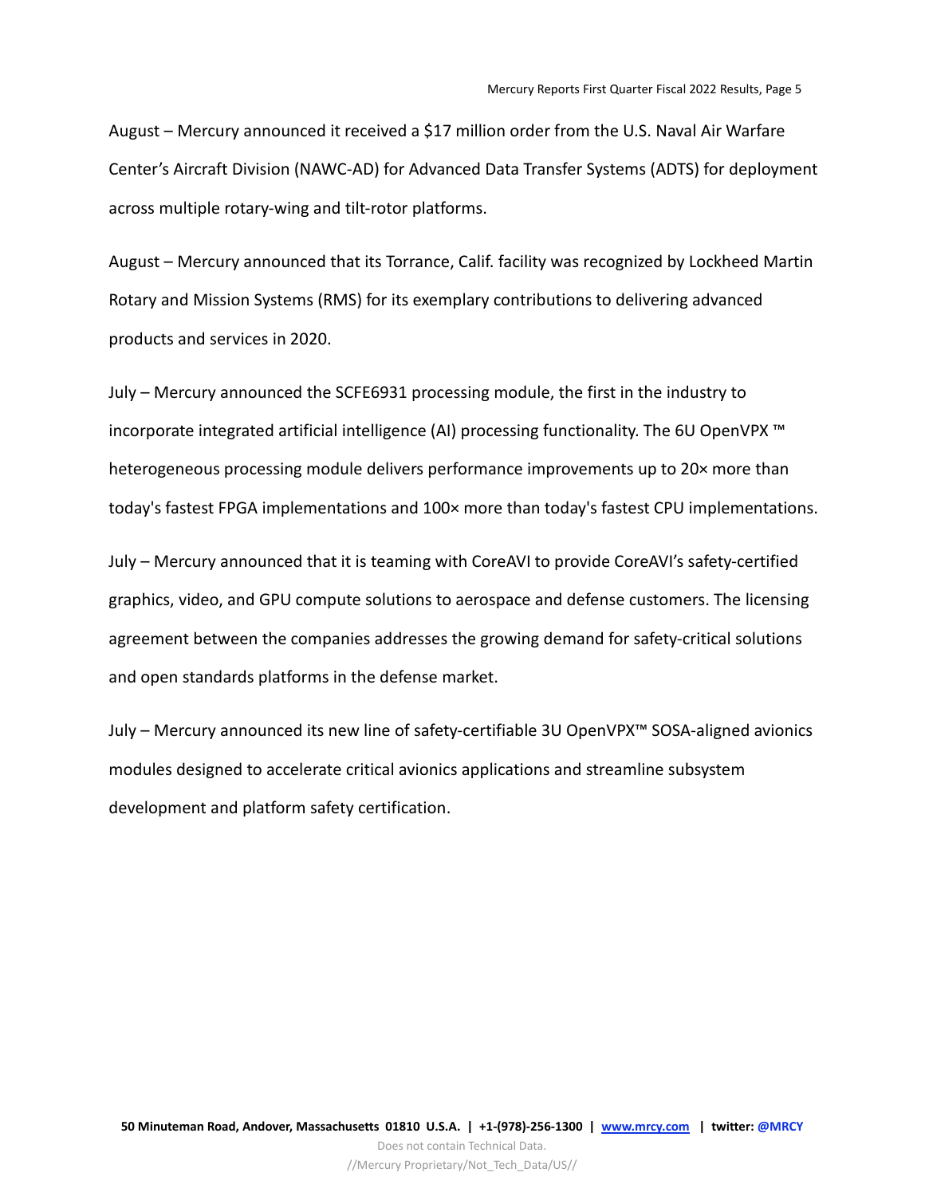August – Mercury announced it received a $17 million order from the U.S. Naval Air Warfare Center's Aircraft Division (NAWC-AD) for Advanced Data Transfer Systems (ADTS) for deployment across multiple rotary-wing and tilt-rotor platforms.

August – Mercury announced that its Torrance, Calif. facility was recognized by Lockheed Martin Rotary and Mission Systems (RMS) for its exemplary contributions to delivering advanced products and services in 2020.

July – Mercury announced the SCFE6931 processing module, the first in the industry to incorporate integrated artificial intelligence (AI) processing functionality. The 6U OpenVPX ™ heterogeneous processing module delivers performance improvements up to 20× more than today's fastest FPGA implementations and 100× more than today's fastest CPU implementations.

July – Mercury announced that it is teaming with CoreAVI to provide CoreAVI's safety-certified graphics, video, and GPU compute solutions to aerospace and defense customers. The licensing agreement between the companies addresses the growing demand for safety-critical solutions and open standards platforms in the defense market.

July – Mercury announced its new line of safety-certifiable 3U OpenVPX™ SOSA-aligned avionics modules designed to accelerate critical avionics applications and streamline subsystem development and platform safety certification.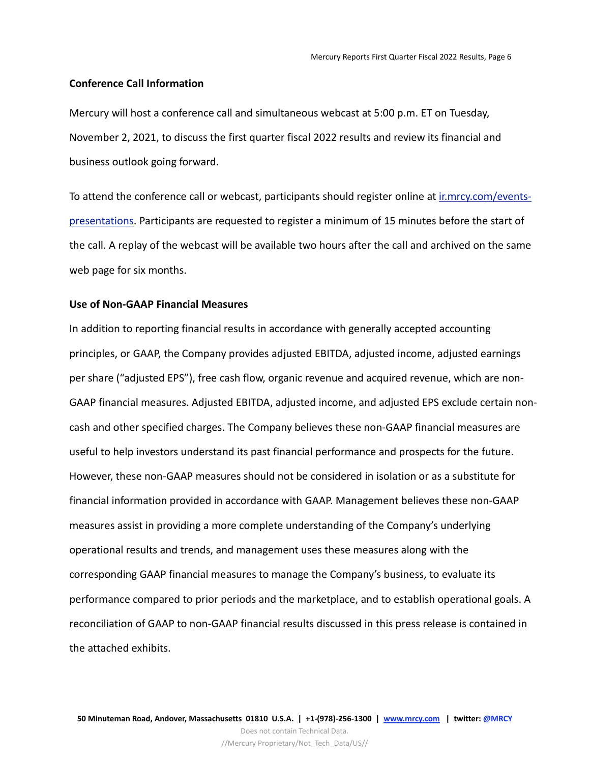**Conference Call Information**

Mercury will host a conference call and simultaneous webcast at 5:00 p.m. ET on Tuesday, November 2, 2021, to discuss the first quarter fiscal 2022 results and review its financial and business outlook going forward.

To attend the conference call or webcast, participants should register online at [ir.mrcy.com/events-presentations](ir.mrcy.com/events-presentations). Participants are requested to register a minimum of 15 minutes before the start of the call. A replay of the webcast will be available two hours after the call and archived on the same web page for six months.

**Use of Non-GAAP Financial Measures**

In addition to reporting financial results in accordance with generally accepted accounting principles, or GAAP, the Company provides adjusted EBITDA, adjusted income, adjusted earnings per share ("adjusted EPS"), free cash flow, organic revenue and acquired revenue, which are non-GAAP financial measures. Adjusted EBITDA, adjusted income, and adjusted EPS exclude certain non-cash and other specified charges. The Company believes these non-GAAP financial measures are useful to help investors understand its past financial performance and prospects for the future. However, these non-GAAP measures should not be considered in isolation or as a substitute for financial information provided in accordance with GAAP. Management believes these non-GAAP measures assist in providing a more complete understanding of the Company's underlying operational results and trends, and management uses these measures along with the corresponding GAAP financial measures to manage the Company's business, to evaluate its performance compared to prior periods and the marketplace, and to establish operational goals. A reconciliation of GAAP to non-GAAP financial results discussed in this press release is contained in the attached exhibits.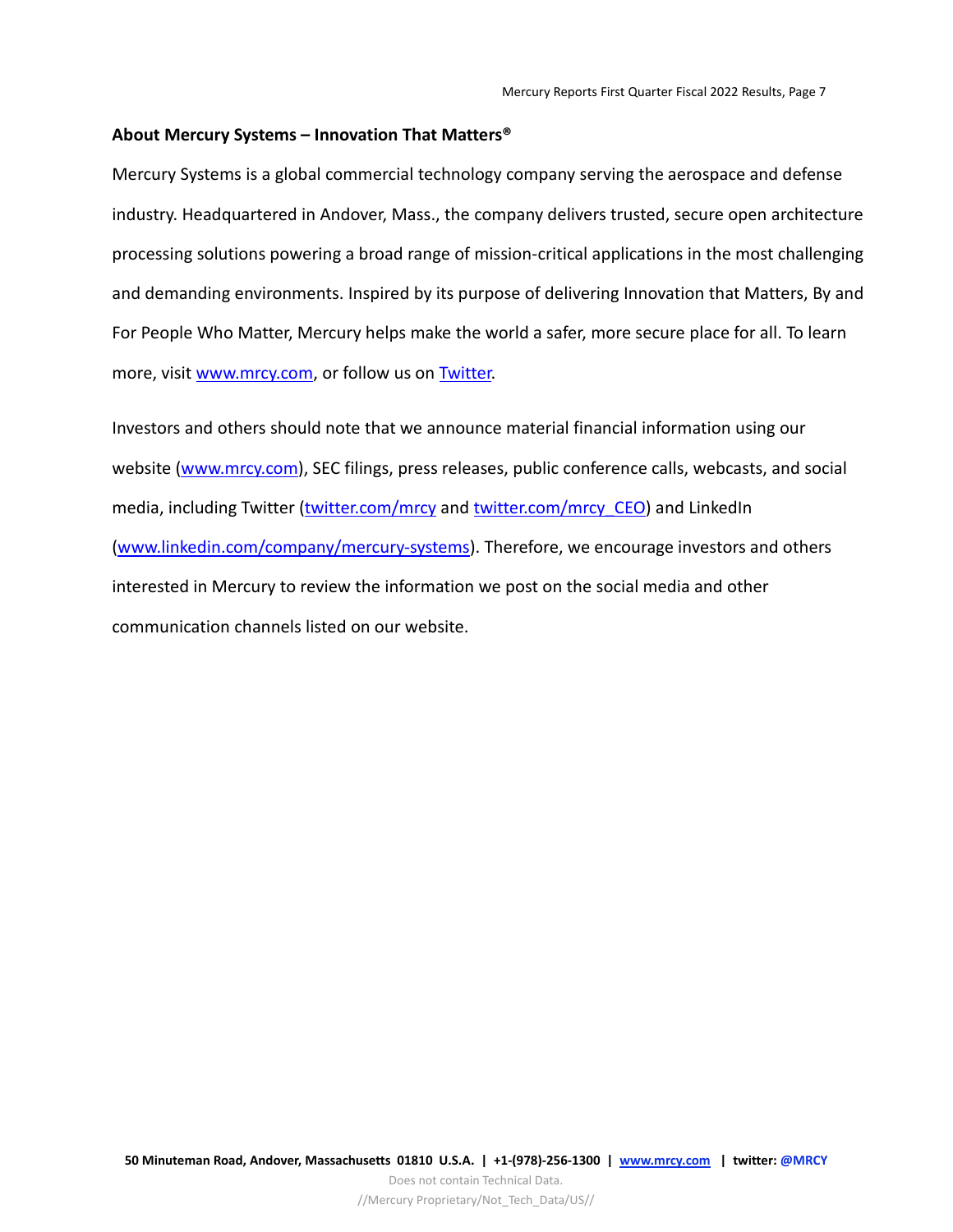**About Mercury Systems – Innovation That Matters®**

Mercury Systems is a global commercial technology company serving the aerospace and defense industry. Headquartered in Andover, Mass., the company delivers trusted, secure open architecture processing solutions powering a broad range of mission-critical applications in the most challenging and demanding environments. Inspired by its purpose of delivering Innovation that Matters, By and For People Who Matter, Mercury helps make the world a safer, more secure place for all. To learn more, visit www.mrcy.com, or follow us on Twitter.

Investors and others should note that we announce material financial information using our website (www.mrcy.com), SEC filings, press releases, public conference calls, webcasts, and social media, including Twitter (twitter.com/mrcy and twitter.com/mrcy_CEO) and LinkedIn (www.linkedin.com/company/mercury-systems). Therefore, we encourage investors and others interested in Mercury to review the information we post on the social media and other communication channels listed on our website.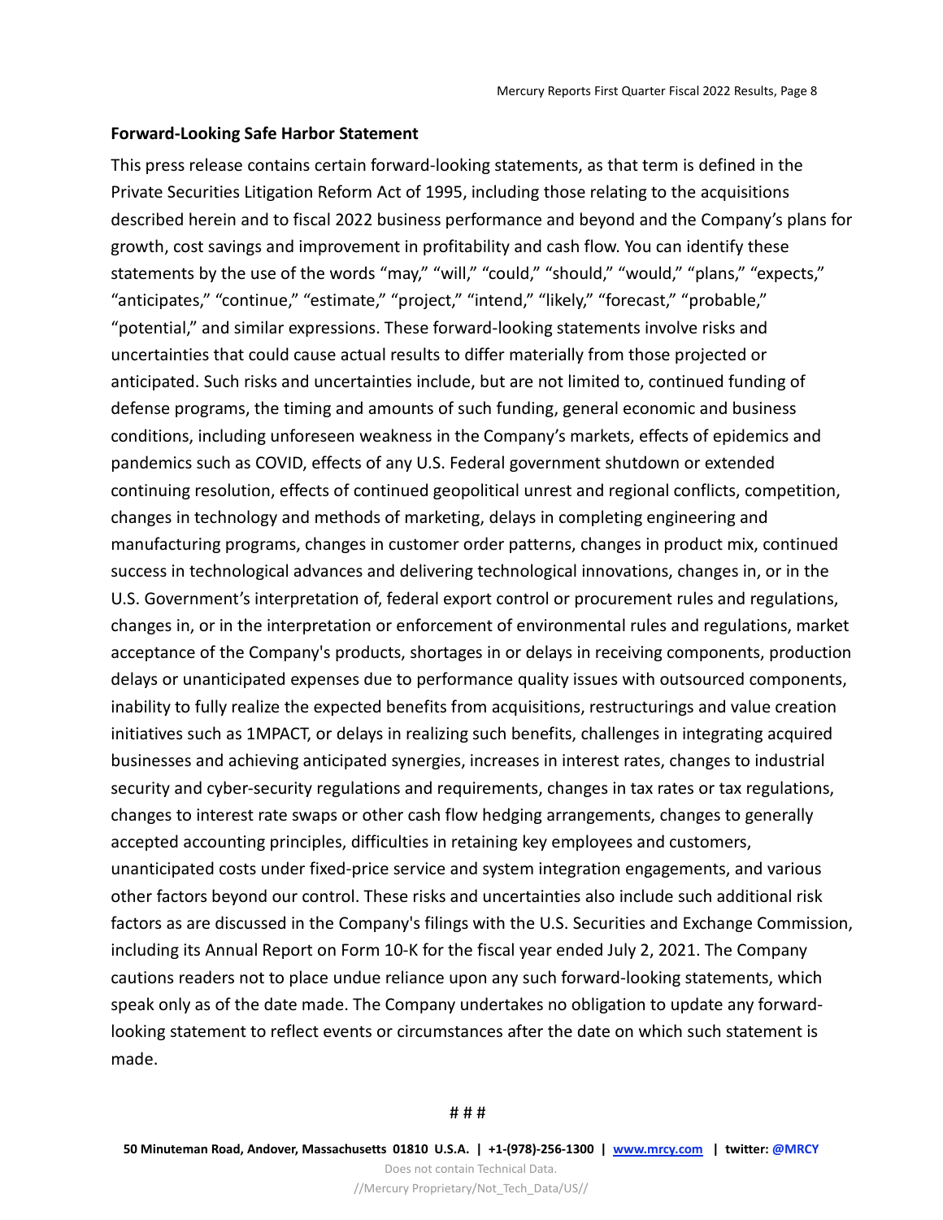**Forward-Looking Safe Harbor Statement**

This press release contains certain forward-looking statements, as that term is defined in the Private Securities Litigation Reform Act of 1995, including those relating to the acquisitions described herein and to fiscal 2022 business performance and beyond and the Company's plans for growth, cost savings and improvement in profitability and cash flow. You can identify these statements by the use of the words "may," "will," "could," "should," "would," "plans," "expects," "anticipates," "continue," "estimate," "project," "intend," "likely," "forecast," "probable," "potential," and similar expressions. These forward-looking statements involve risks and uncertainties that could cause actual results to differ materially from those projected or anticipated. Such risks and uncertainties include, but are not limited to, continued funding of defense programs, the timing and amounts of such funding, general economic and business conditions, including unforeseen weakness in the Company's markets, effects of epidemics and pandemics such as COVID, effects of any U.S. Federal government shutdown or extended continuing resolution, effects of continued geopolitical unrest and regional conflicts, competition, changes in technology and methods of marketing, delays in completing engineering and manufacturing programs, changes in customer order patterns, changes in product mix, continued success in technological advances and delivering technological innovations, changes in, or in the U.S. Government's interpretation of, federal export control or procurement rules and regulations, changes in, or in the interpretation or enforcement of environmental rules and regulations, market acceptance of the Company's products, shortages in or delays in receiving components, production delays or unanticipated expenses due to performance quality issues with outsourced components, inability to fully realize the expected benefits from acquisitions, restructurings and value creation initiatives such as 1MPACT, or delays in realizing such benefits, challenges in integrating acquired businesses and achieving anticipated synergies, increases in interest rates, changes to industrial security and cyber-security regulations and requirements, changes in tax rates or tax regulations, changes to interest rate swaps or other cash flow hedging arrangements, changes to generally accepted accounting principles, difficulties in retaining key employees and customers, unanticipated costs under fixed-price service and system integration engagements, and various other factors beyond our control. These risks and uncertainties also include such additional risk factors as are discussed in the Company's filings with the U.S. Securities and Exchange Commission, including its Annual Report on Form 10-K for the fiscal year ended July 2, 2021. The Company cautions readers not to place undue reliance upon any such forward-looking statements, which speak only as of the date made. The Company undertakes no obligation to update any forward-looking statement to reflect events or circumstances after the date on which such statement is made.

# # #

**50 Minuteman Road, Andover, Massachusetts 01810 U.S.A. | +1-(978)-256-1300 | www.mrcy.com | twitter: @MRCY**

Does not contain Technical Data.

//Mercury Proprietary/Not_Tech_Data/US//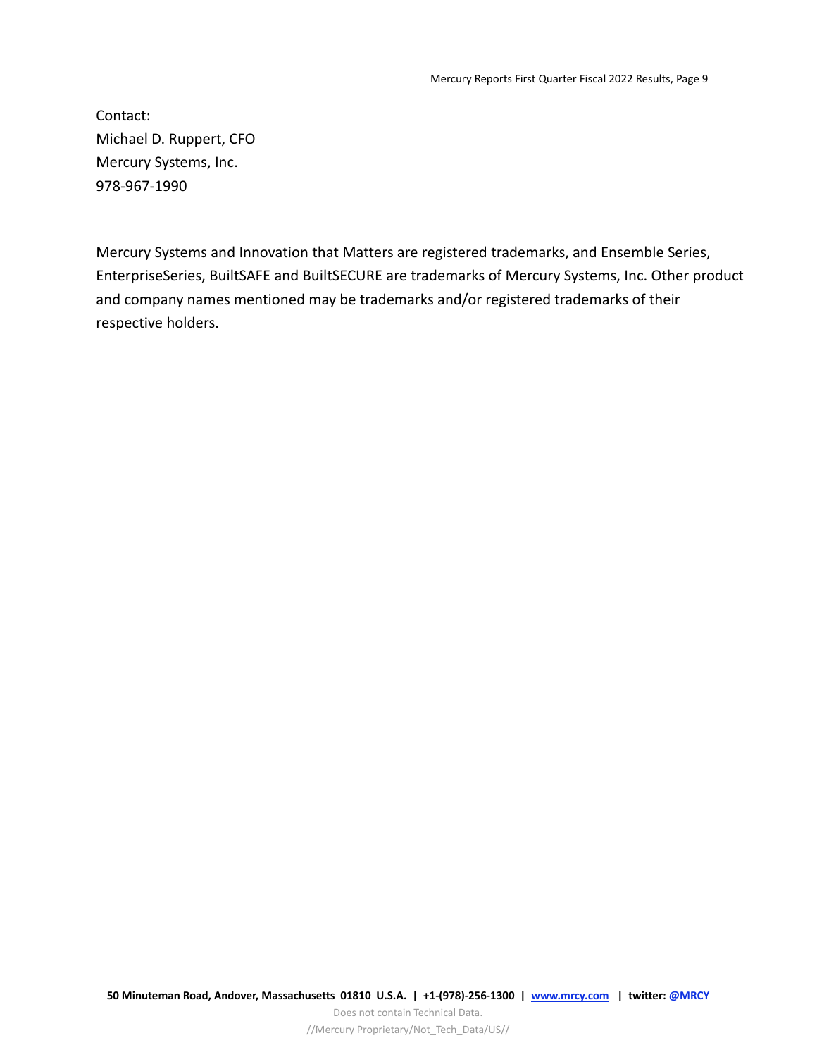Contact:
Michael D. Ruppert, CFO
Mercury Systems, Inc.
978-967-1990

Mercury Systems and Innovation that Matters are registered trademarks, and Ensemble Series, EnterpriseSeries, BuiltSAFE and BuiltSECURE are trademarks of Mercury Systems, Inc. Other product and company names mentioned may be trademarks and/or registered trademarks of their respective holders.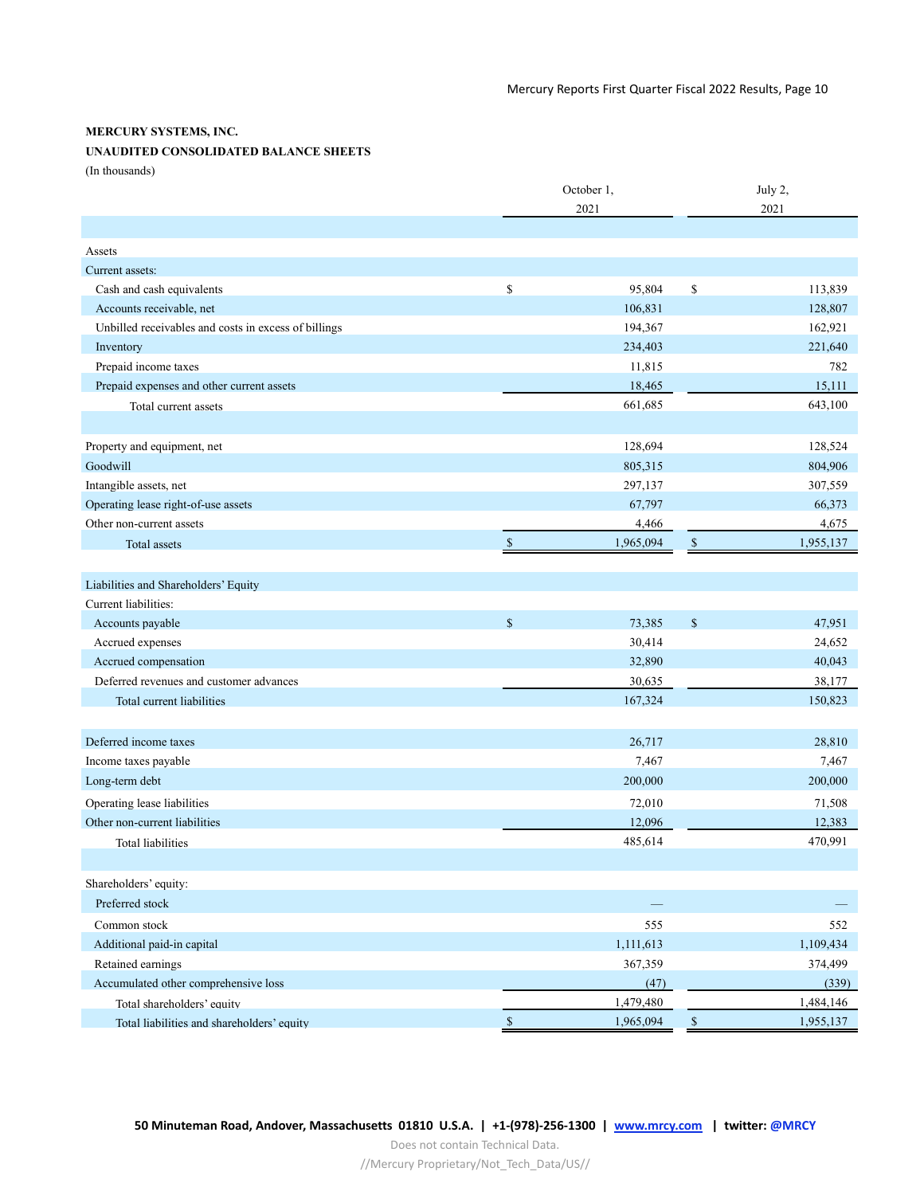**MERCURY SYSTEMS, INC.**

**UNAUDITED CONSOLIDATED BALANCE SHEETS**

(In thousands)

| | October 1, 2021 | July 2, 2021 |
|---|---|---|
| Assets | | |
| Current assets: | | |
| Cash and cash equivalents | $ 95,804 | $ 113,839 |
| Accounts receivable, net | 106,831 | 128,807 |
| Unbilled receivables and costs in excess of billings | 194,367 | 162,921 |
| Inventory | 234,403 | 221,640 |
| Prepaid income taxes | 11,815 | 782 |
| Prepaid expenses and other current assets | 18,465 | 15,111 |
| Total current assets | 661,685 | 643,100 |
| | | |
| Property and equipment, net | 128,694 | 128,524 |
| Goodwill | 805,315 | 804,906 |
| Intangible assets, net | 297,137 | 307,559 |
| Operating lease right-of-use assets | 67,797 | 66,373 |
| Other non-current assets | 4,466 | 4,675 |
| Total assets | $ 1,965,094 | $ 1,955,137 |
| | | |
| Liabilities and Shareholders' Equity | | |
| Current liabilities: | | |
| Accounts payable | $ 73,385 | $ 47,951 |
| Accrued expenses | 30,414 | 24,652 |
| Accrued compensation | 32,890 | 40,043 |
| Deferred revenues and customer advances | 30,635 | 38,177 |
| Total current liabilities | 167,324 | 150,823 |
| | | |
| Deferred income taxes | 26,717 | 28,810 |
| Income taxes payable | 7,467 | 7,467 |
| Long-term debt | 200,000 | 200,000 |
| Operating lease liabilities | 72,010 | 71,508 |
| Other non-current liabilities | 12,096 | 12,383 |
| Total liabilities | 485,614 | 470,991 |
| | | |
| Shareholders' equity: | | |
| Preferred stock | — | — |
| Common stock | 555 | 552 |
| Additional paid-in capital | 1,111,613 | 1,109,434 |
| Retained earnings | 367,359 | 374,499 |
| Accumulated other comprehensive loss | (47) | (339) |
| Total shareholders' equity | 1,479,480 | 1,484,146 |
| Total liabilities and shareholders' equity | $ 1,965,094 | $ 1,955,137 |

**50 Minuteman Road, Andover, Massachusetts 01810 U.S.A. | +1-(978)-256-1300 | www.mrcy.com | twitter: @MRCY**

Does not contain Technical Data.

//Mercury Proprietary/Not_Tech_Data/US//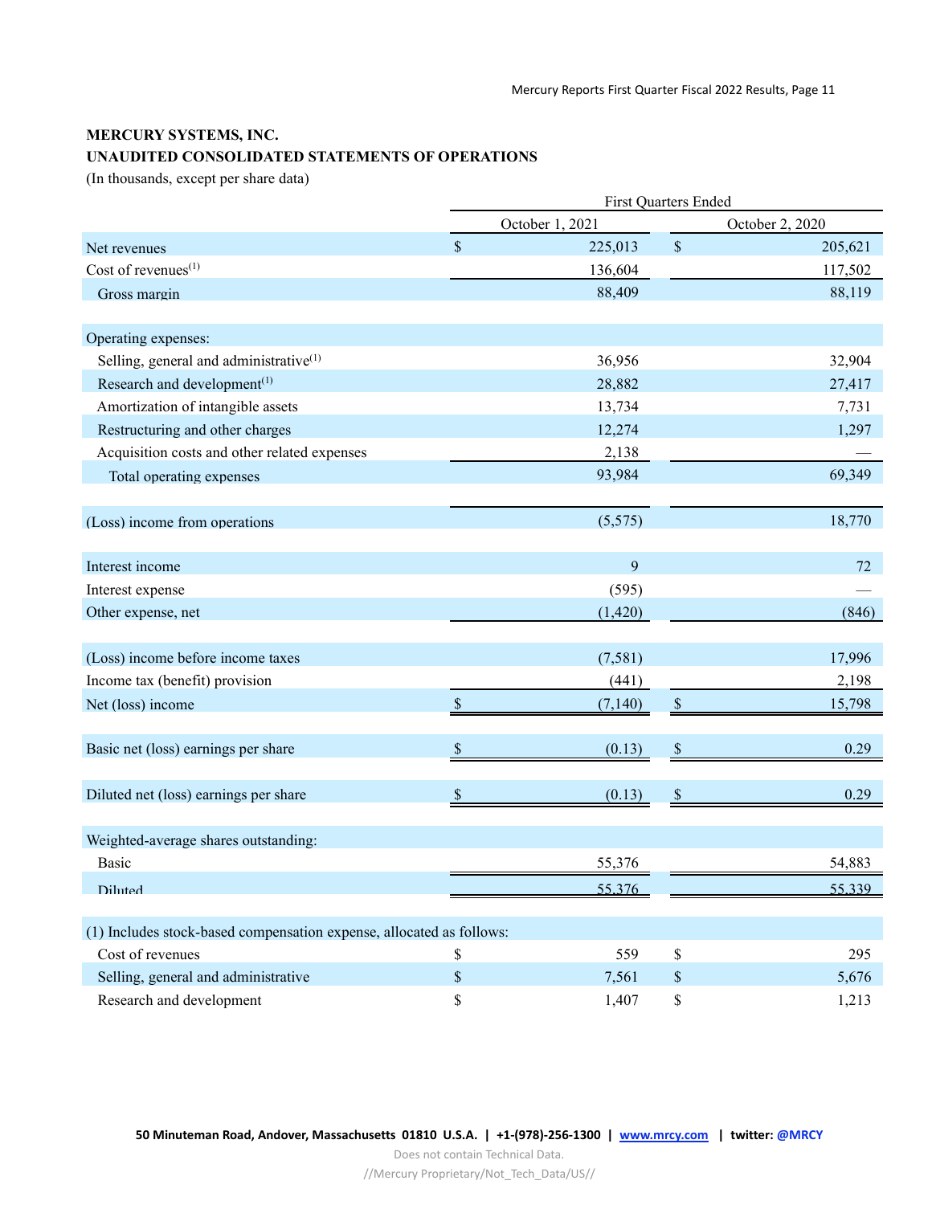**MERCURY SYSTEMS, INC.**
**UNAUDITED CONSOLIDATED STATEMENTS OF OPERATIONS**
(In thousands, except per share data)

| | First Quarters Ended | |
|---|---|---|
| | October 1, 2021 | October 2, 2020 |
| Net revenues | $ 225,013 | $ 205,621 |
| Cost of revenues[1] | 136,604 | 117,502 |
| Gross margin | 88,409 | 88,119 |
| | | |
| Operating expenses: | | |
| Selling, general and administrative[1] | 36,956 | 32,904 |
| Research and development[1] | 28,882 | 27,417 |
| Amortization of intangible assets | 13,734 | 7,731 |
| Restructuring and other charges | 12,274 | 1,297 |
| Acquisition costs and other related expenses | 2,138 | — |
| Total operating expenses | 93,984 | 69,349 |
| | | |
| (Loss) income from operations | (5,575) | 18,770 |
| | | |
| Interest income | 9 | 72 |
| Interest expense | (595) | — |
| Other expense, net | (1,420) | (846) |
| | | |
| (Loss) income before income taxes | (7,581) | 17,996 |
| Income tax (benefit) provision | (441) | 2,198 |
| Net (loss) income | $ (7,140) | $ 15,798 |
| | | |
| Basic net (loss) earnings per share | $ (0.13) | $ 0.29 |
| | | |
| Diluted net (loss) earnings per share | $ (0.13) | $ 0.29 |
| | | |
| Weighted-average shares outstanding: | | |
| Basic | 55,376 | 54,883 |
| Diluted | 55,376 | 55,339 |
| | | |
| (1) Includes stock-based compensation expense, allocated as follows: | | |
| Cost of revenues | $ 559 | $ 295 |
| Selling, general and administrative | $ 7,561 | $ 5,676 |
| Research and development | $ 1,407 | $ 1,213 |

**50 Minuteman Road, Andover, Massachusetts 01810 U.S.A. | +1-(978)-256-1300 | www.mrcy.com | twitter: @MRCY**

Does not contain Technical Data.

//Mercury Proprietary/Not_Tech_Data/US//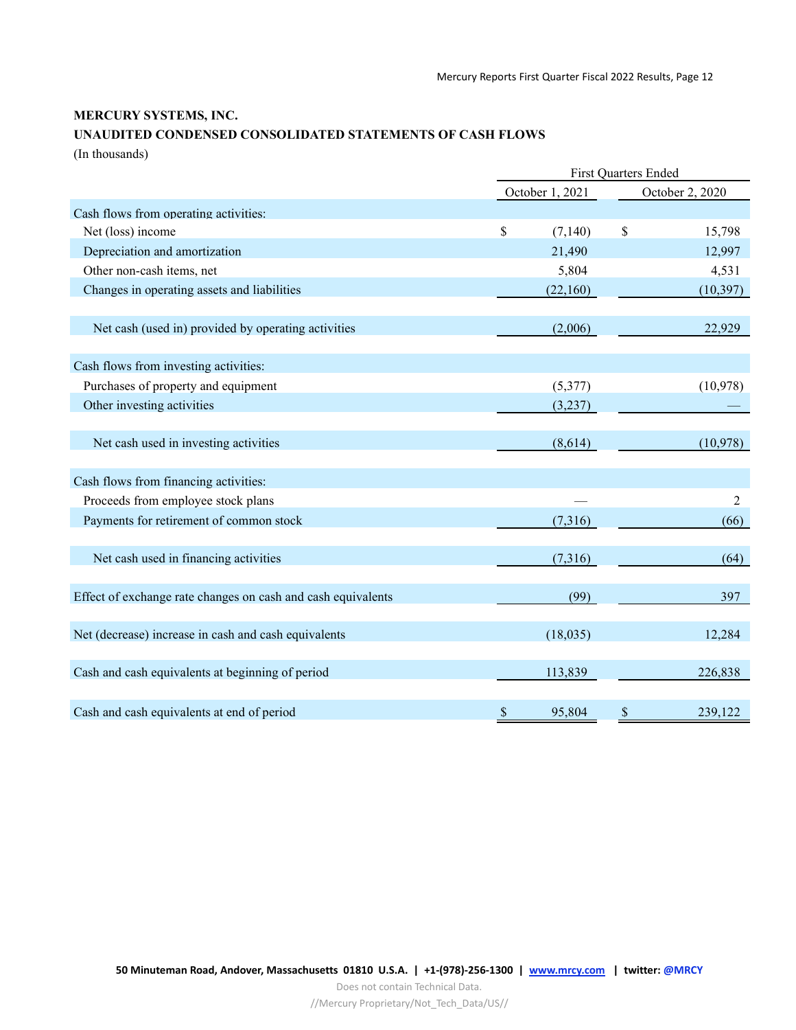**MERCURY SYSTEMS, INC.**

**UNAUDITED CONDENSED CONSOLIDATED STATEMENTS OF CASH FLOWS**

(In thousands)

| | First Quarters Ended | |
|---|---|---|
| | October 1, 2021 | October 2, 2020 |
| Cash flows from operating activities: | | |
| Net (loss) income | $ (7,140) | $ 15,798 |
| Depreciation and amortization | 21,490 | 12,997 |
| Other non-cash items, net | 5,804 | 4,531 |
| Changes in operating assets and liabilities | (22,160) | (10,397) |
| Net cash (used in) provided by operating activities | (2,006) | 22,929 |
| Cash flows from investing activities: | | |
| Purchases of property and equipment | (5,377) | (10,978) |
| Other investing activities | (3,237) | — |
| Net cash used in investing activities | (8,614) | (10,978) |
| Cash flows from financing activities: | | |
| Proceeds from employee stock plans | — | 2 |
| Payments for retirement of common stock | (7,316) | (66) |
| Net cash used in financing activities | (7,316) | (64) |
| Effect of exchange rate changes on cash and cash equivalents | (99) | 397 |
| Net (decrease) increase in cash and cash equivalents | (18,035) | 12,284 |
| Cash and cash equivalents at beginning of period | 113,839 | 226,838 |
| Cash and cash equivalents at end of period | $ 95,804 | $ 239,122 |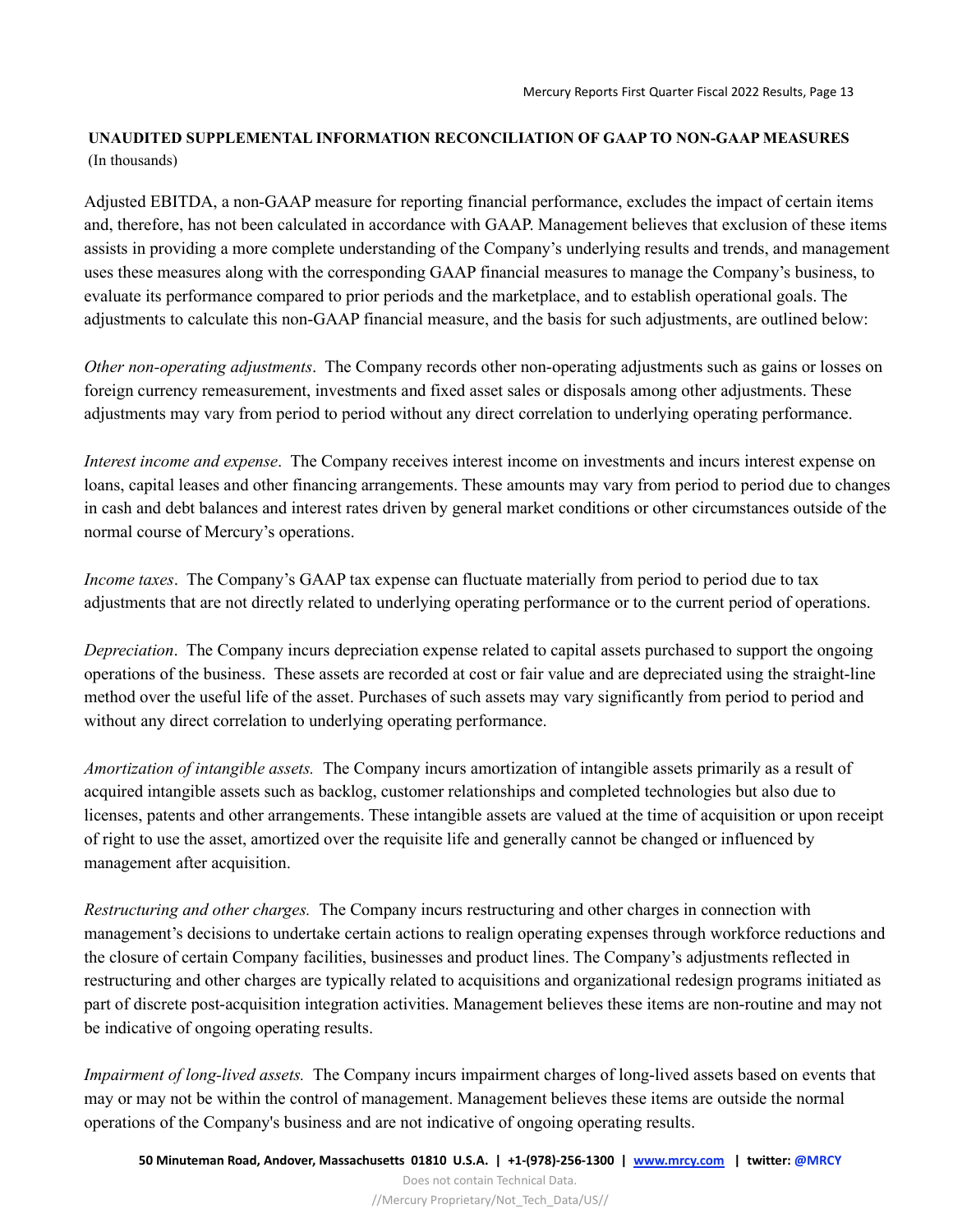**UNAUDITED SUPPLEMENTAL INFORMATION RECONCILIATION OF GAAP TO NON-GAAP MEASURES**
(In thousands)

Adjusted EBITDA, a non-GAAP measure for reporting financial performance, excludes the impact of certain items and, therefore, has not been calculated in accordance with GAAP. Management believes that exclusion of these items assists in providing a more complete understanding of the Company's underlying results and trends, and management uses these measures along with the corresponding GAAP financial measures to manage the Company's business, to evaluate its performance compared to prior periods and the marketplace, and to establish operational goals. The adjustments to calculate this non-GAAP financial measure, and the basis for such adjustments, are outlined below:

*Other non-operating adjustments*. The Company records other non-operating adjustments such as gains or losses on foreign currency remeasurement, investments and fixed asset sales or disposals among other adjustments. These adjustments may vary from period to period without any direct correlation to underlying operating performance.

*Interest income and expense*. The Company receives interest income on investments and incurs interest expense on loans, capital leases and other financing arrangements. These amounts may vary from period to period due to changes in cash and debt balances and interest rates driven by general market conditions or other circumstances outside of the normal course of Mercury's operations.

*Income taxes*. The Company's GAAP tax expense can fluctuate materially from period to period due to tax adjustments that are not directly related to underlying operating performance or to the current period of operations.

*Depreciation*. The Company incurs depreciation expense related to capital assets purchased to support the ongoing operations of the business. These assets are recorded at cost or fair value and are depreciated using the straight-line method over the useful life of the asset. Purchases of such assets may vary significantly from period to period and without any direct correlation to underlying operating performance.

*Amortization of intangible assets.* The Company incurs amortization of intangible assets primarily as a result of acquired intangible assets such as backlog, customer relationships and completed technologies but also due to licenses, patents and other arrangements. These intangible assets are valued at the time of acquisition or upon receipt of right to use the asset, amortized over the requisite life and generally cannot be changed or influenced by management after acquisition.

*Restructuring and other charges.* The Company incurs restructuring and other charges in connection with management's decisions to undertake certain actions to realign operating expenses through workforce reductions and the closure of certain Company facilities, businesses and product lines. The Company's adjustments reflected in restructuring and other charges are typically related to acquisitions and organizational redesign programs initiated as part of discrete post-acquisition integration activities. Management believes these items are non-routine and may not be indicative of ongoing operating results.

*Impairment of long-lived assets.* The Company incurs impairment charges of long-lived assets based on events that may or may not be within the control of management. Management believes these items are outside the normal operations of the Company's business and are not indicative of ongoing operating results.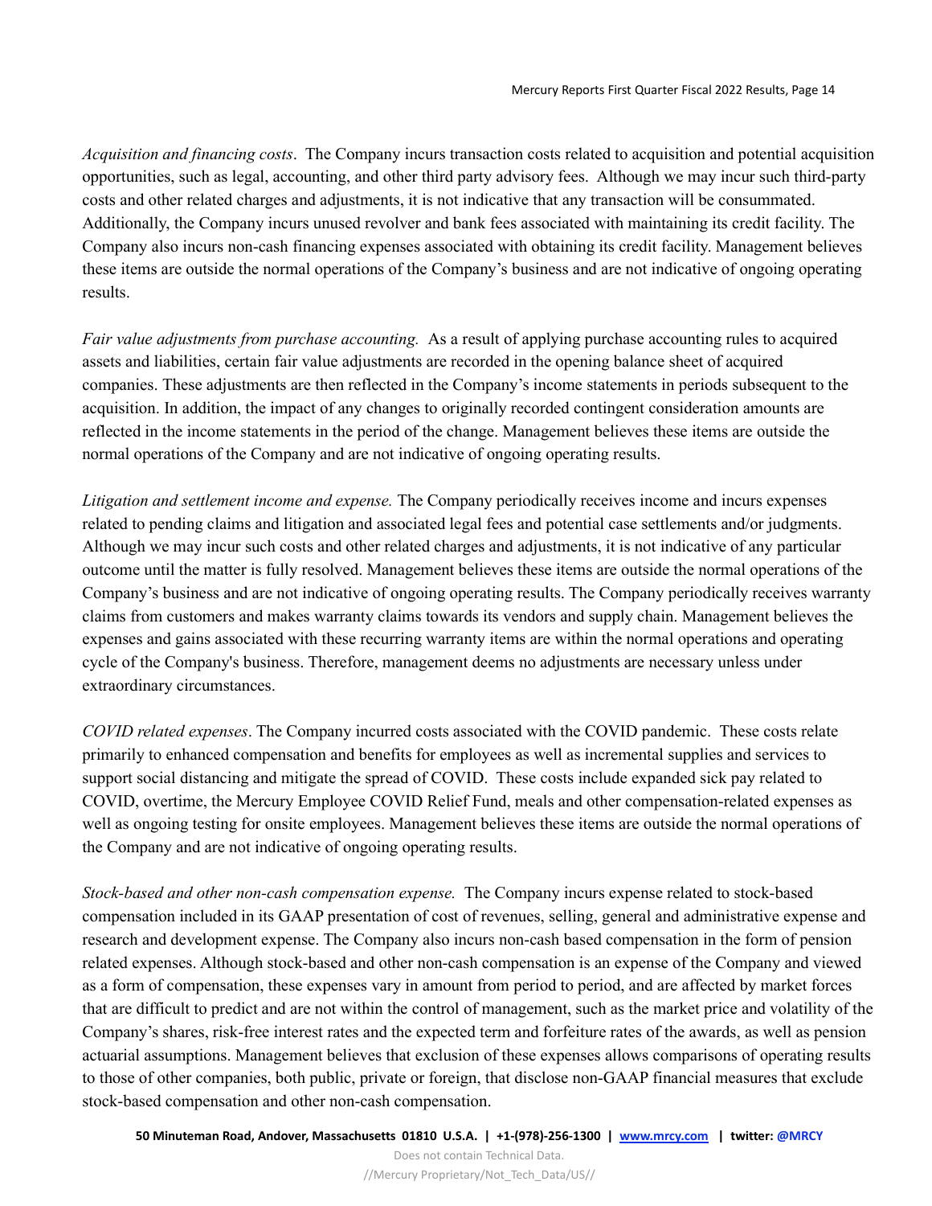*Acquisition and financing costs*. The Company incurs transaction costs related to acquisition and potential acquisition opportunities, such as legal, accounting, and other third party advisory fees. Although we may incur such third-party costs and other related charges and adjustments, it is not indicative that any transaction will be consummated. Additionally, the Company incurs unused revolver and bank fees associated with maintaining its credit facility. The Company also incurs non-cash financing expenses associated with obtaining its credit facility. Management believes these items are outside the normal operations of the Company's business and are not indicative of ongoing operating results.

*Fair value adjustments from purchase accounting.* As a result of applying purchase accounting rules to acquired assets and liabilities, certain fair value adjustments are recorded in the opening balance sheet of acquired companies. These adjustments are then reflected in the Company's income statements in periods subsequent to the acquisition. In addition, the impact of any changes to originally recorded contingent consideration amounts are reflected in the income statements in the period of the change. Management believes these items are outside the normal operations of the Company and are not indicative of ongoing operating results.

*Litigation and settlement income and expense.* The Company periodically receives income and incurs expenses related to pending claims and litigation and associated legal fees and potential case settlements and/or judgments. Although we may incur such costs and other related charges and adjustments, it is not indicative of any particular outcome until the matter is fully resolved. Management believes these items are outside the normal operations of the Company's business and are not indicative of ongoing operating results. The Company periodically receives warranty claims from customers and makes warranty claims towards its vendors and supply chain. Management believes the expenses and gains associated with these recurring warranty items are within the normal operations and operating cycle of the Company's business. Therefore, management deems no adjustments are necessary unless under extraordinary circumstances.

*COVID related expenses*. The Company incurred costs associated with the COVID pandemic. These costs relate primarily to enhanced compensation and benefits for employees as well as incremental supplies and services to support social distancing and mitigate the spread of COVID. These costs include expanded sick pay related to COVID, overtime, the Mercury Employee COVID Relief Fund, meals and other compensation-related expenses as well as ongoing testing for onsite employees. Management believes these items are outside the normal operations of the Company and are not indicative of ongoing operating results.

*Stock-based and other non-cash compensation expense.* The Company incurs expense related to stock-based compensation included in its GAAP presentation of cost of revenues, selling, general and administrative expense and research and development expense. The Company also incurs non-cash based compensation in the form of pension related expenses. Although stock-based and other non-cash compensation is an expense of the Company and viewed as a form of compensation, these expenses vary in amount from period to period, and are affected by market forces that are difficult to predict and are not within the control of management, such as the market price and volatility of the Company's shares, risk-free interest rates and the expected term and forfeiture rates of the awards, as well as pension actuarial assumptions. Management believes that exclusion of these expenses allows comparisons of operating results to those of other companies, both public, private or foreign, that disclose non-GAAP financial measures that exclude stock-based compensation and other non-cash compensation.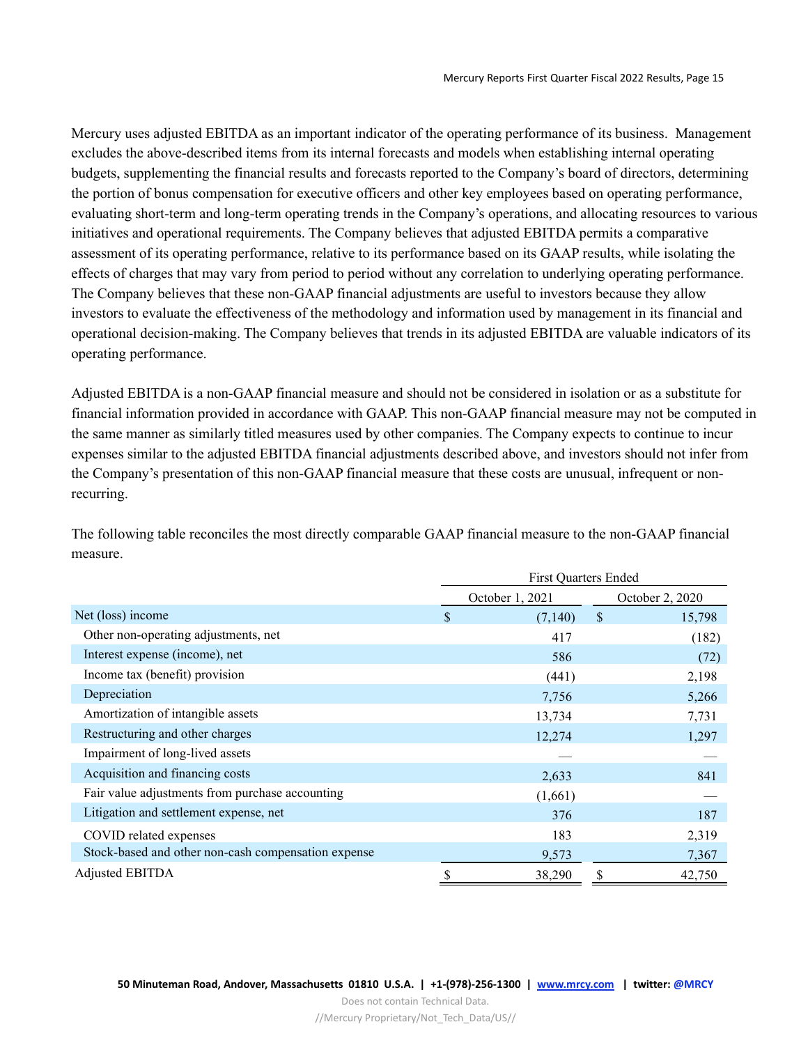Mercury uses adjusted EBITDA as an important indicator of the operating performance of its business. Management excludes the above-described items from its internal forecasts and models when establishing internal operating budgets, supplementing the financial results and forecasts reported to the Company's board of directors, determining the portion of bonus compensation for executive officers and other key employees based on operating performance, evaluating short-term and long-term operating trends in the Company's operations, and allocating resources to various initiatives and operational requirements. The Company believes that adjusted EBITDA permits a comparative assessment of its operating performance, relative to its performance based on its GAAP results, while isolating the effects of charges that may vary from period to period without any correlation to underlying operating performance. The Company believes that these non-GAAP financial adjustments are useful to investors because they allow investors to evaluate the effectiveness of the methodology and information used by management in its financial and operational decision-making. The Company believes that trends in its adjusted EBITDA are valuable indicators of its operating performance.

Adjusted EBITDA is a non-GAAP financial measure and should not be considered in isolation or as a substitute for financial information provided in accordance with GAAP. This non-GAAP financial measure may not be computed in the same manner as similarly titled measures used by other companies. The Company expects to continue to incur expenses similar to the adjusted EBITDA financial adjustments described above, and investors should not infer from the Company's presentation of this non-GAAP financial measure that these costs are unusual, infrequent or non-recurring.

The following table reconciles the most directly comparable GAAP financial measure to the non-GAAP financial measure.

| | First Quarters Ended | |
|---|---|---|
| | October 1, 2021 | October 2, 2020 |
| Net (loss) income | $ (7,140) | $ 15,798 |
| Other non-operating adjustments, net | 417 | (182) |
| Interest expense (income), net | 586 | (72) |
| Income tax (benefit) provision | (441) | 2,198 |
| Depreciation | 7,756 | 5,266 |
| Amortization of intangible assets | 13,734 | 7,731 |
| Restructuring and other charges | 12,274 | 1,297 |
| Impairment of long-lived assets | — | — |
| Acquisition and financing costs | 2,633 | 841 |
| Fair value adjustments from purchase accounting | (1,661) | — |
| Litigation and settlement expense, net | 376 | 187 |
| COVID related expenses | 183 | 2,319 |
| Stock-based and other non-cash compensation expense | 9,573 | 7,367 |
| Adjusted EBITDA | $ 38,290 | $ 42,750 |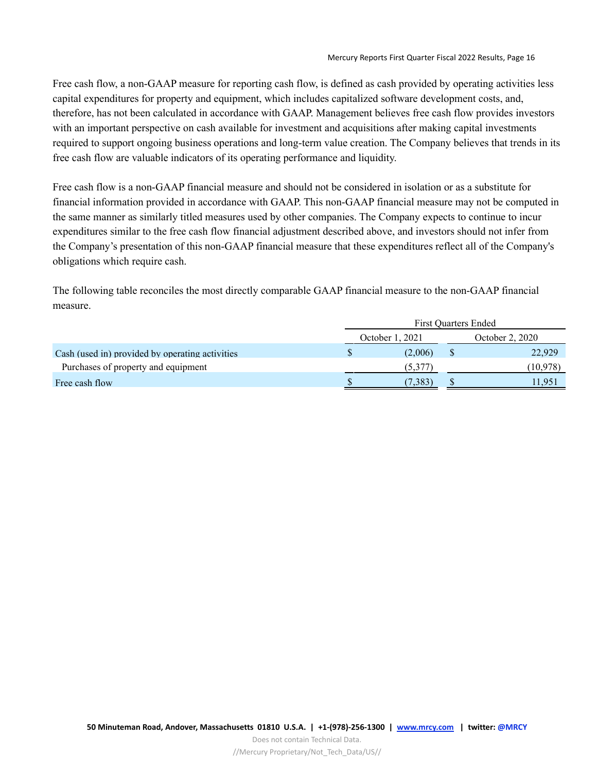Free cash flow, a non-GAAP measure for reporting cash flow, is defined as cash provided by operating activities less capital expenditures for property and equipment, which includes capitalized software development costs, and, therefore, has not been calculated in accordance with GAAP. Management believes free cash flow provides investors with an important perspective on cash available for investment and acquisitions after making capital investments required to support ongoing business operations and long-term value creation. The Company believes that trends in its free cash flow are valuable indicators of its operating performance and liquidity.

Free cash flow is a non-GAAP financial measure and should not be considered in isolation or as a substitute for financial information provided in accordance with GAAP. This non-GAAP financial measure may not be computed in the same manner as similarly titled measures used by other companies. The Company expects to continue to incur expenditures similar to the free cash flow financial adjustment described above, and investors should not infer from the Company's presentation of this non-GAAP financial measure that these expenditures reflect all of the Company's obligations which require cash.

The following table reconciles the most directly comparable GAAP financial measure to the non-GAAP financial measure.

| | First Quarters Ended | |
|---|---|---|
| | October 1, 2021 | October 2, 2020 |
| Cash (used in) provided by operating activities | $ (2,006) | $ 22,929 |
| Purchases of property and equipment | (5,377) | (10,978) |
| Free cash flow | $ (7,383) | $ 11,951 |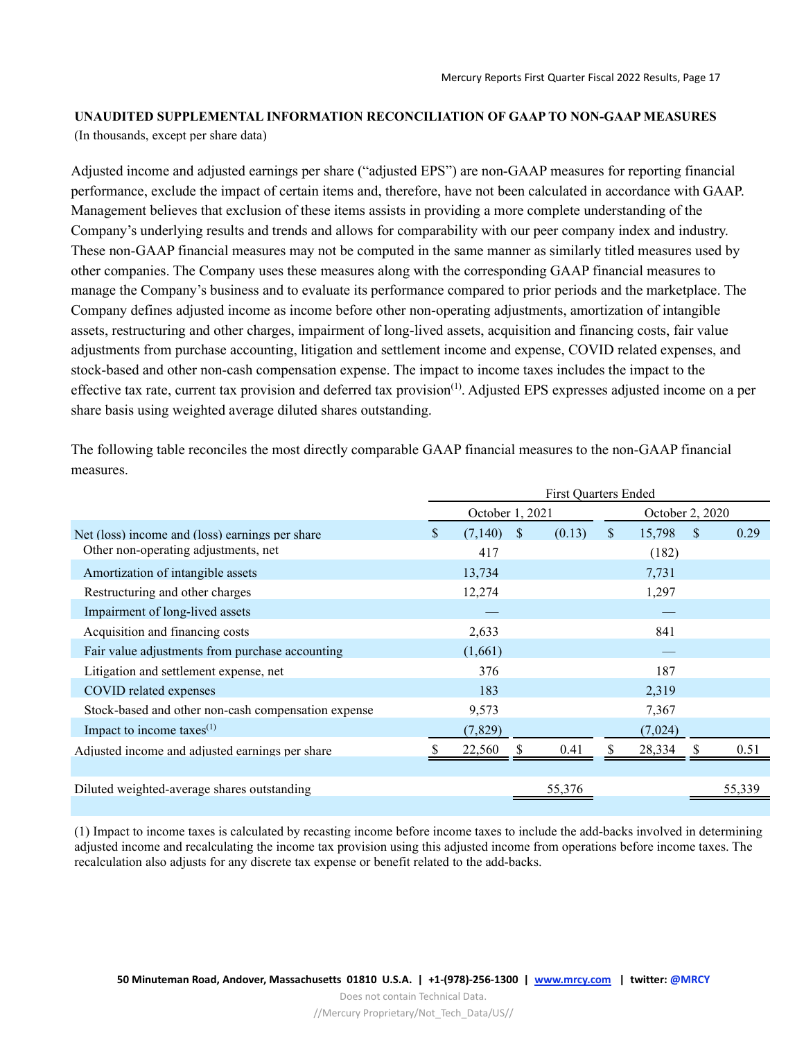**UNAUDITED SUPPLEMENTAL INFORMATION RECONCILIATION OF GAAP TO NON-GAAP MEASURES**
(In thousands, except per share data)

Adjusted income and adjusted earnings per share ("adjusted EPS") are non-GAAP measures for reporting financial performance, exclude the impact of certain items and, therefore, have not been calculated in accordance with GAAP. Management believes that exclusion of these items assists in providing a more complete understanding of the Company's underlying results and trends and allows for comparability with our peer company index and industry. These non-GAAP financial measures may not be computed in the same manner as similarly titled measures used by other companies. The Company uses these measures along with the corresponding GAAP financial measures to manage the Company's business and to evaluate its performance compared to prior periods and the marketplace. The Company defines adjusted income as income before other non-operating adjustments, amortization of intangible assets, restructuring and other charges, impairment of long-lived assets, acquisition and financing costs, fair value adjustments from purchase accounting, litigation and settlement income and expense, COVID related expenses, and stock-based and other non-cash compensation expense. The impact to income taxes includes the impact to the effective tax rate, current tax provision and deferred tax provision[1]. Adjusted EPS expresses adjusted income on a per share basis using weighted average diluted shares outstanding.

The following table reconciles the most directly comparable GAAP financial measures to the non-GAAP financial measures.

| | First Quarters Ended | | | |
|---|---|---|---|---|
| | October 1, 2021 | | October 2, 2020 | |
| Net (loss) income and (loss) earnings per share | $ (7,140) | $ (0.13) | $ 15,798 | $ 0.29 |
| Other non-operating adjustments, net | 417 | | (182) | |
| Amortization of intangible assets | 13,734 | | 7,731 | |
| Restructuring and other charges | 12,274 | | 1,297 | |
| Impairment of long-lived assets | — | | — | |
| Acquisition and financing costs | 2,633 | | 841 | |
| Fair value adjustments from purchase accounting | (1,661) | | — | |
| Litigation and settlement expense, net | 376 | | 187 | |
| COVID related expenses | 183 | | 2,319 | |
| Stock-based and other non-cash compensation expense | 9,573 | | 7,367 | |
| Impact to income taxes[1] | (7,829) | | (7,024) | |
| Adjusted income and adjusted earnings per share | $ 22,560 | $ 0.41 | $ 28,334 | $ 0.51 |
| | | | | |
| Diluted weighted-average shares outstanding | | 55,376 | | 55,339 |

(1) Impact to income taxes is calculated by recasting income before income taxes to include the add-backs involved in determining adjusted income and recalculating the income tax provision using this adjusted income from operations before income taxes. The recalculation also adjusts for any discrete tax expense or benefit related to the add-backs.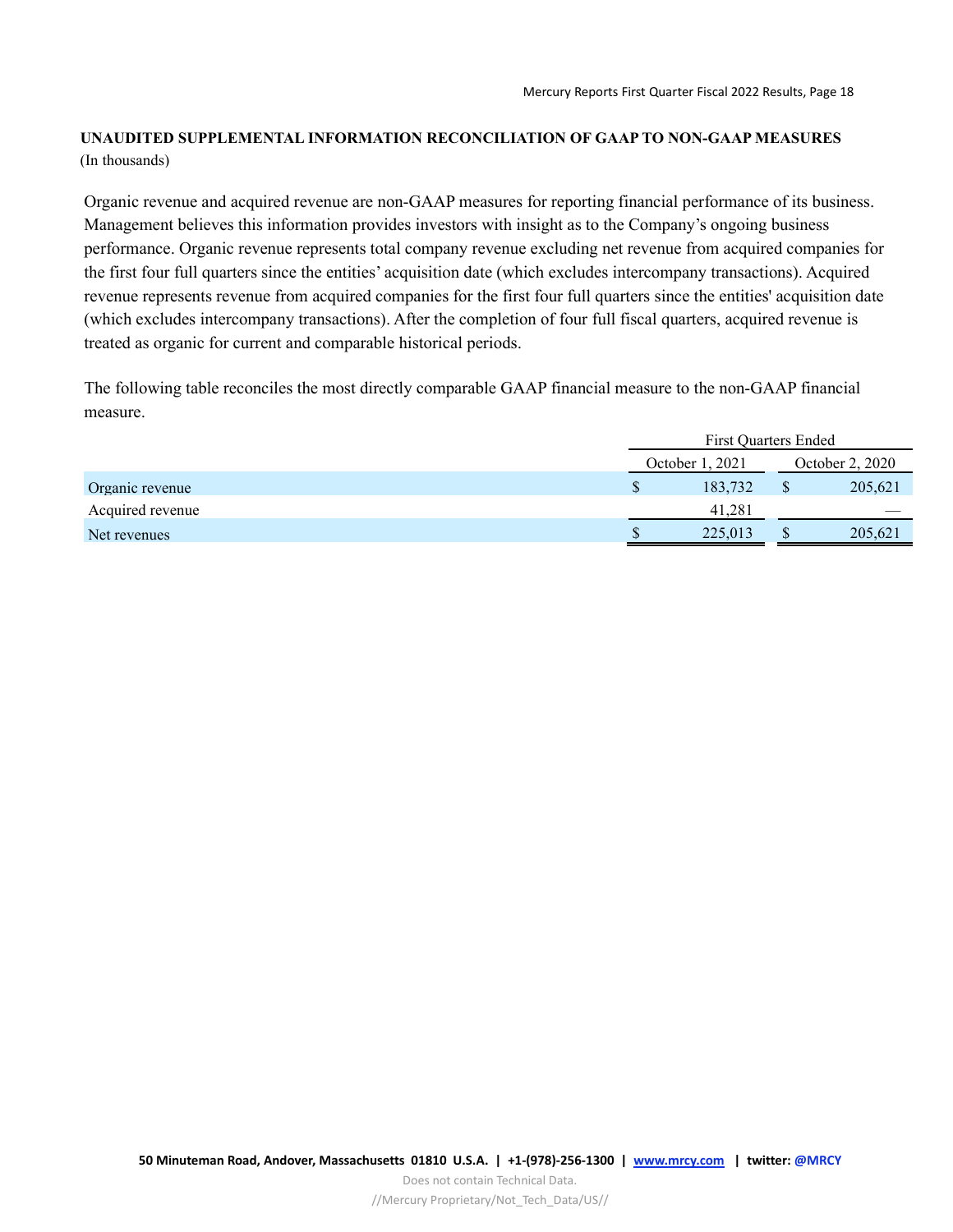**UNAUDITED SUPPLEMENTAL INFORMATION RECONCILIATION OF GAAP TO NON-GAAP MEASURES**
(In thousands)

Organic revenue and acquired revenue are non-GAAP measures for reporting financial performance of its business. Management believes this information provides investors with insight as to the Company's ongoing business performance. Organic revenue represents total company revenue excluding net revenue from acquired companies for the first four full quarters since the entities' acquisition date (which excludes intercompany transactions). Acquired revenue represents revenue from acquired companies for the first four full quarters since the entities' acquisition date (which excludes intercompany transactions). After the completion of four full fiscal quarters, acquired revenue is treated as organic for current and comparable historical periods.

The following table reconciles the most directly comparable GAAP financial measure to the non-GAAP financial measure.

| | First Quarters Ended | |
|---|---|---|
| | October 1, 2021 | October 2, 2020 |
| Organic revenue | $ 183,732 | $ 205,621 |
| Acquired revenue | 41,281 | — |
| Net revenues | $ 225,013 | $ 205,621 |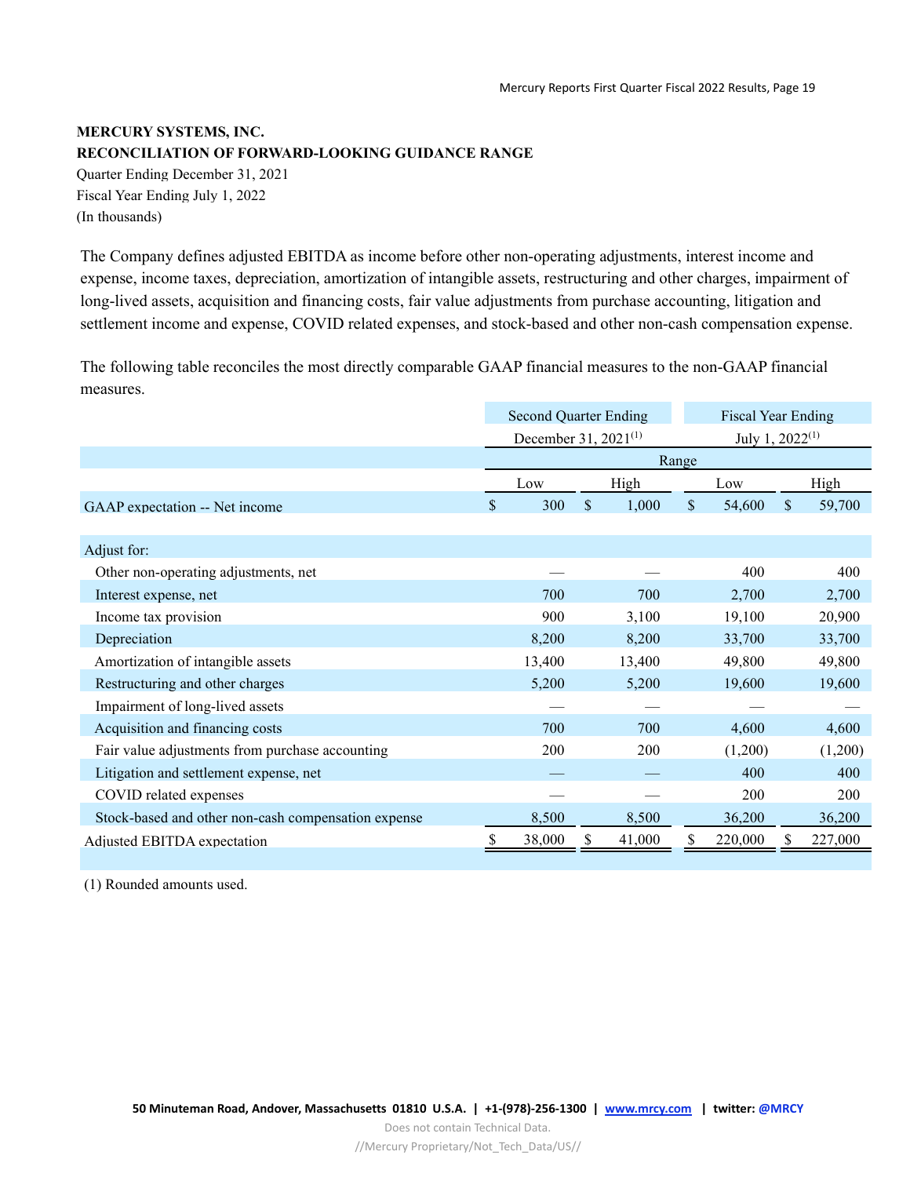**MERCURY SYSTEMS, INC.**
**RECONCILIATION OF FORWARD-LOOKING GUIDANCE RANGE**
Quarter Ending December 31, 2021
Fiscal Year Ending July 1, 2022
(In thousands)

The Company defines adjusted EBITDA as income before other non-operating adjustments, interest income and expense, income taxes, depreciation, amortization of intangible assets, restructuring and other charges, impairment of long-lived assets, acquisition and financing costs, fair value adjustments from purchase accounting, litigation and settlement income and expense, COVID related expenses, and stock-based and other non-cash compensation expense.

The following table reconciles the most directly comparable GAAP financial measures to the non-GAAP financial measures.

| | Second Quarter Ending December 31, 2021[1] | | Fiscal Year Ending July 1, 2022[1] | |
|---|---|---|---|---|
| | Range | | | |
| | Low | High | Low | High |
| GAAP expectation -- Net income | $ 300 | $ 1,000 | $ 54,600 | $ 59,700 |
| | | | | |
| Adjust for: | | | | |
| Other non-operating adjustments, net | — | — | 400 | 400 |
| Interest expense, net | 700 | 700 | 2,700 | 2,700 |
| Income tax provision | 900 | 3,100 | 19,100 | 20,900 |
| Depreciation | 8,200 | 8,200 | 33,700 | 33,700 |
| Amortization of intangible assets | 13,400 | 13,400 | 49,800 | 49,800 |
| Restructuring and other charges | 5,200 | 5,200 | 19,600 | 19,600 |
| Impairment of long-lived assets | — | — | — | — |
| Acquisition and financing costs | 700 | 700 | 4,600 | 4,600 |
| Fair value adjustments from purchase accounting | 200 | 200 | (1,200) | (1,200) |
| Litigation and settlement expense, net | — | — | 400 | 400 |
| COVID related expenses | — | — | 200 | 200 |
| Stock-based and other non-cash compensation expense | 8,500 | 8,500 | 36,200 | 36,200 |
| Adjusted EBITDA expectation | $ 38,000 | $ 41,000 | $ 220,000 | $ 227,000 |

(1) Rounded amounts used.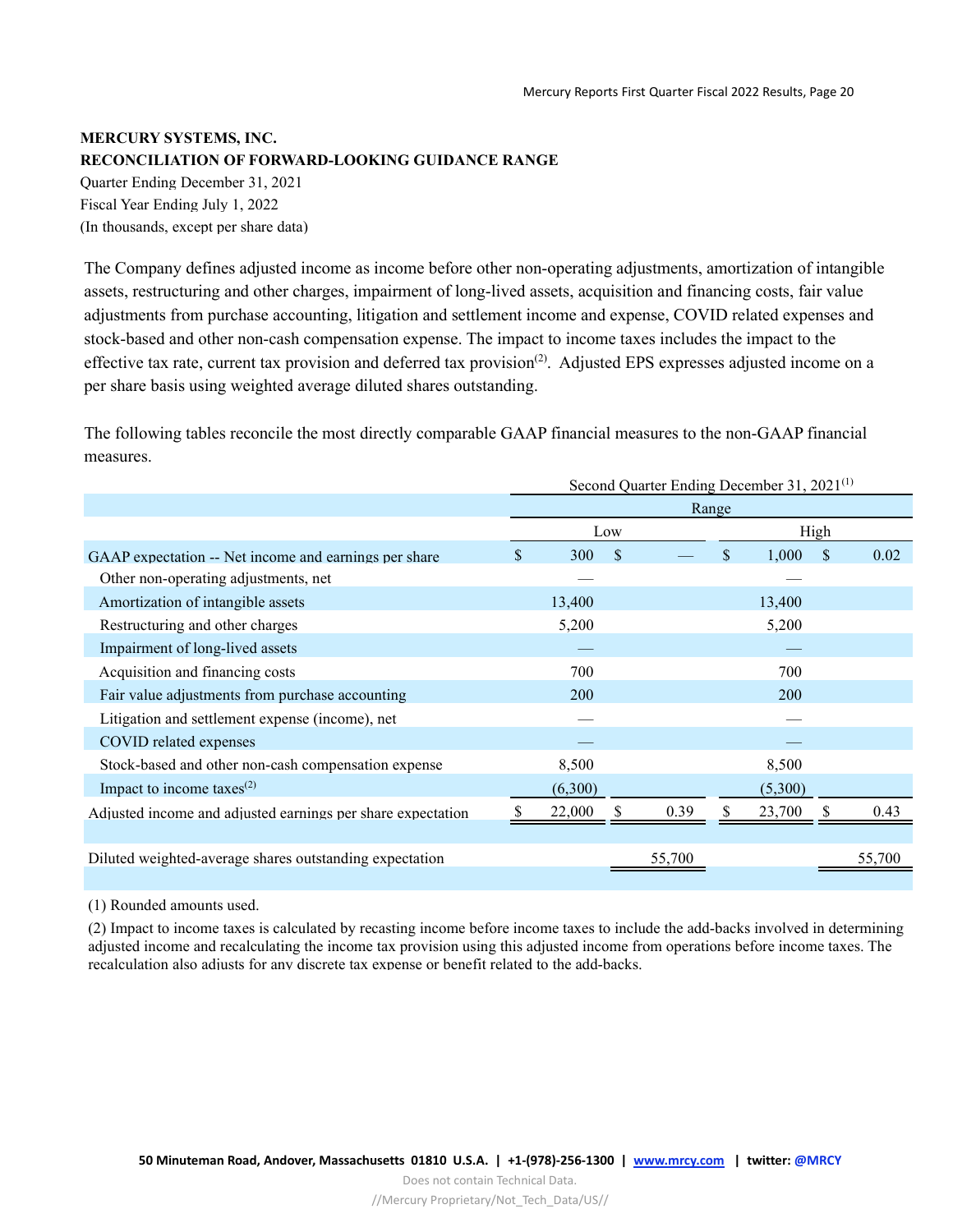**MERCURY SYSTEMS, INC.**
**RECONCILIATION OF FORWARD-LOOKING GUIDANCE RANGE**
Quarter Ending December 31, 2021
Fiscal Year Ending July 1, 2022
(In thousands, except per share data)

The Company defines adjusted income as income before other non-operating adjustments, amortization of intangible assets, restructuring and other charges, impairment of long-lived assets, acquisition and financing costs, fair value adjustments from purchase accounting, litigation and settlement income and expense, COVID related expenses and stock-based and other non-cash compensation expense. The impact to income taxes includes the impact to the effective tax rate, current tax provision and deferred tax provision[2]. Adjusted EPS expresses adjusted income on a per share basis using weighted average diluted shares outstanding.

The following tables reconcile the most directly comparable GAAP financial measures to the non-GAAP financial measures.

| | Second Quarter Ending December 31, 2021[1] | | | |
|---|---|---|---|---|
| | Range | | | |
| | Low | | High | |
| GAAP expectation -- Net income and earnings per share | $ 300 | $ — | $ 1,000 | $ 0.02 |
| Other non-operating adjustments, net | — | | — | |
| Amortization of intangible assets | 13,400 | | 13,400 | |
| Restructuring and other charges | 5,200 | | 5,200 | |
| Impairment of long-lived assets | — | | — | |
| Acquisition and financing costs | 700 | | 700 | |
| Fair value adjustments from purchase accounting | 200 | | 200 | |
| Litigation and settlement expense (income), net | — | | — | |
| COVID related expenses | — | | — | |
| Stock-based and other non-cash compensation expense | 8,500 | | 8,500 | |
| Impact to income taxes[2] | (6,300) | | (5,300) | |
| Adjusted income and adjusted earnings per share expectation | $ 22,000 | $ 0.39 | $ 23,700 | $ 0.43 |
| | | | | |
| Diluted weighted-average shares outstanding expectation | | 55,700 | | 55,700 |

(1) Rounded amounts used.

(2) Impact to income taxes is calculated by recasting income before income taxes to include the add-backs involved in determining adjusted income and recalculating the income tax provision using this adjusted income from operations before income taxes. The recalculation also adjusts for any discrete tax expense or benefit related to the add-backs.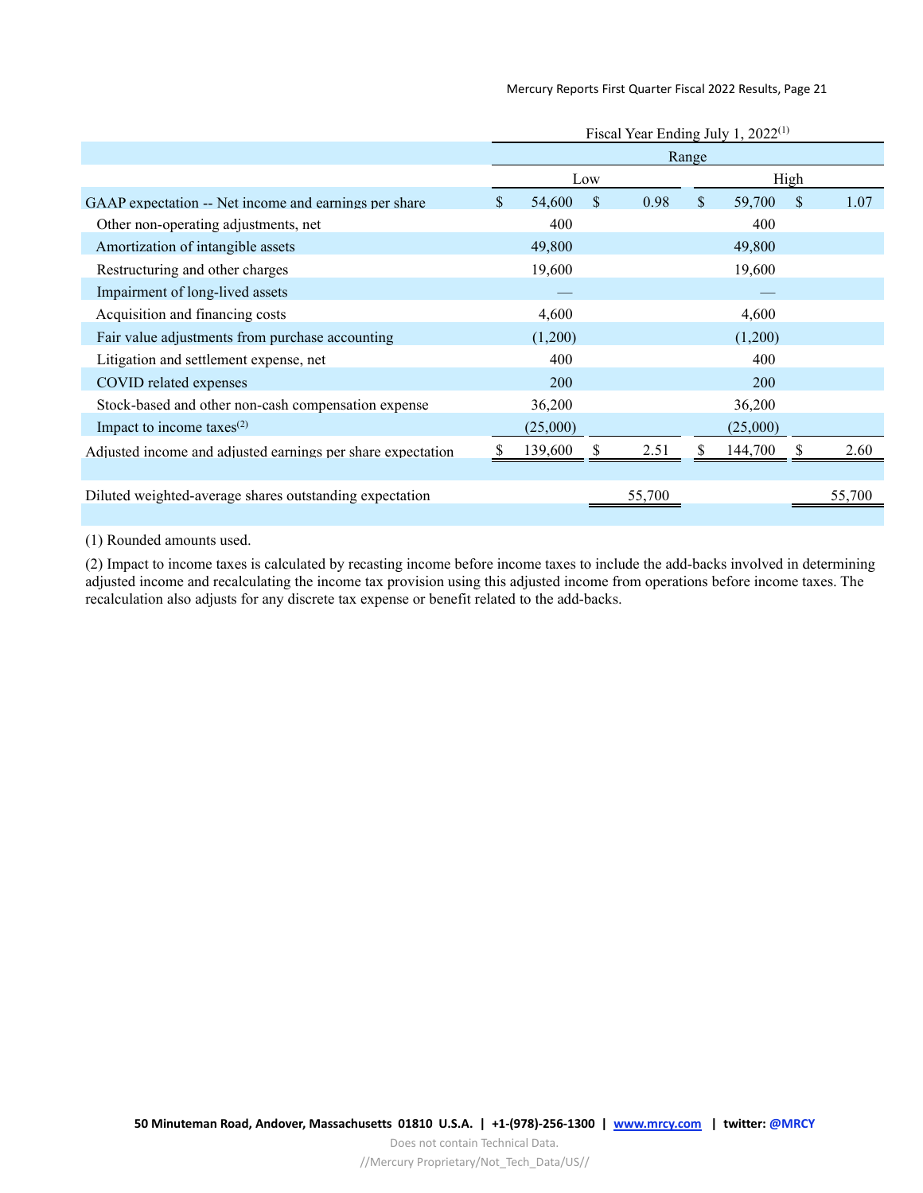| | Fiscal Year Ending July 1, 2022[1] | | | |
|---|---|---|---|---|
| | Range | | | |
| | Low | | High | |
| GAAP expectation -- Net income and earnings per share | $ 54,600 | $ 0.98 | $ 59,700 | $ 1.07 |
| Other non-operating adjustments, net | 400 | | 400 | |
| Amortization of intangible assets | 49,800 | | 49,800 | |
| Restructuring and other charges | 19,600 | | 19,600 | |
| Impairment of long-lived assets | — | | — | |
| Acquisition and financing costs | 4,600 | | 4,600 | |
| Fair value adjustments from purchase accounting | (1,200) | | (1,200) | |
| Litigation and settlement expense, net | 400 | | 400 | |
| COVID related expenses | 200 | | 200 | |
| Stock-based and other non-cash compensation expense | 36,200 | | 36,200 | |
| Impact to income taxes[2] | (25,000) | | (25,000) | |
| Adjusted income and adjusted earnings per share expectation | $ 139,600 | $ 2.51 | $ 144,700 | $ 2.60 |
| | | | | |
| Diluted weighted-average shares outstanding expectation | | 55,700 | | 55,700 |

(1) Rounded amounts used.

(2) Impact to income taxes is calculated by recasting income before income taxes to include the add-backs involved in determining adjusted income and recalculating the income tax provision using this adjusted income from operations before income taxes. The recalculation also adjusts for any discrete tax expense or benefit related to the add-backs.